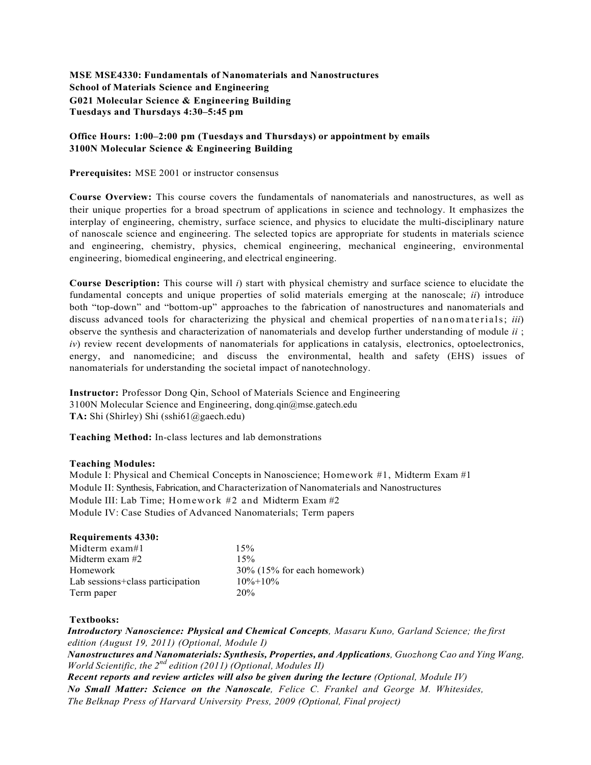**MSE MSE4330: Fundamentals of Nanomaterials and Nanostructures**
**School of Materials Science and Engineering**
**G021 Molecular Science & Engineering Building**
**Tuesdays and Thursdays 4:30–5:45 pm**

**Office Hours: 1:00–2:00 pm (Tuesdays and Thursdays) or appointment by emails**
**3100N Molecular Science & Engineering Building**

**Prerequisites:** MSE 2001 or instructor consensus

**Course Overview:** This course covers the fundamentals of nanomaterials and nanostructures, as well as their unique properties for a broad spectrum of applications in science and technology. It emphasizes the interplay of engineering, chemistry, surface science, and physics to elucidate the multi-disciplinary nature of nanoscale science and engineering. The selected topics are appropriate for students in materials science and engineering, chemistry, physics, chemical engineering, mechanical engineering, environmental engineering, biomedical engineering, and electrical engineering.

**Course Description:** This course will *i*) start with physical chemistry and surface science to elucidate the fundamental concepts and unique properties of solid materials emerging at the nanoscale; *ii*) introduce both "top-down" and "bottom-up" approaches to the fabrication of nanostructures and nanomaterials and discuss advanced tools for characterizing the physical and chemical properties of nanomaterials; *iii*) observe the synthesis and characterization of nanomaterials and develop further understanding of module *ii* ; *iv*) review recent developments of nanomaterials for applications in catalysis, electronics, optoelectronics, energy, and nanomedicine; and discuss the environmental, health and safety (EHS) issues of nanomaterials for understanding the societal impact of nanotechnology.

**Instructor:** Professor Dong Qin, School of Materials Science and Engineering
3100N Molecular Science and Engineering, dong.qin@mse.gatech.edu
**TA:** Shi (Shirley) Shi (sshi61@gaech.edu)

**Teaching Method:** In-class lectures and lab demonstrations

**Teaching Modules:**
Module I: Physical and Chemical Concepts in Nanoscience; Homework #1, Midterm Exam #1
Module II: Synthesis, Fabrication, and Characterization of Nanomaterials and Nanostructures
Module III: Lab Time; Homework #2 and Midterm Exam #2
Module IV: Case Studies of Advanced Nanomaterials; Term papers

**Requirements 4330:**

| | |
|---|---|
| Midterm exam#1 | 15% |
| Midterm exam #2 | 15% |
| Homework | 30% (15% for each homework) |
| Lab sessions+class participation | 10%+10% |
| Term paper | 20% |

**Textbooks:**

***Introductory Nanoscience: Physical and Chemical Concepts****, Masaru Kuno, Garland Science; the first edition (August 19, 2011) (Optional, Module I)*
***Nanostructures and Nanomaterials: Synthesis, Properties, and Applications****, Guozhong Cao and Ying Wang, World Scientific, the 2nd edition (2011) (Optional, Modules II)*
***Recent reports and review articles will also be given during the lecture*** *(Optional, Module IV)*
***No Small Matter: Science on the Nanoscale****, Felice C. Frankel and George M. Whitesides, The Belknap Press of Harvard University Press, 2009 (Optional, Final project)*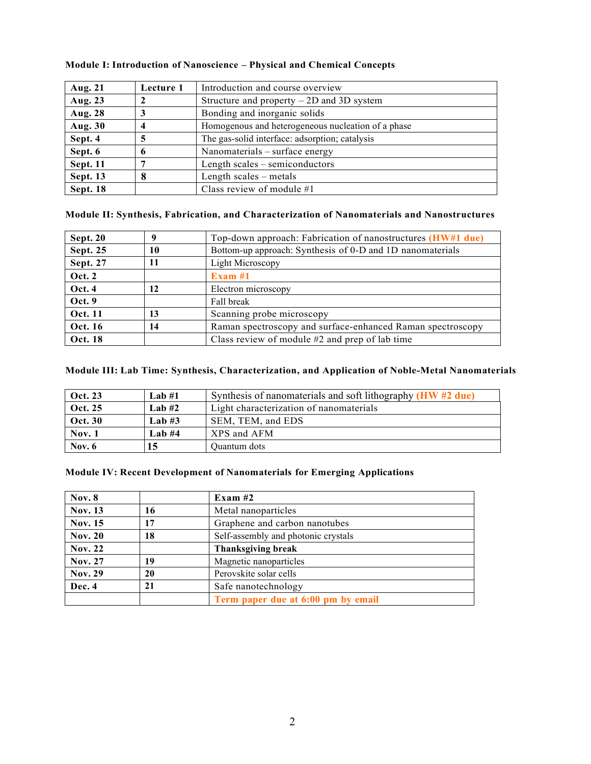**Module I: Introduction of Nanoscience – Physical and Chemical Concepts**

| | | |
|---|---|---|
| **Aug. 21** | **Lecture 1** | Introduction and course overview |
| **Aug. 23** | **2** | Structure and property – 2D and 3D system |
| **Aug. 28** | **3** | Bonding and inorganic solids |
| **Aug. 30** | **4** | Homogenous and heterogeneous nucleation of a phase |
| **Sept. 4** | **5** | The gas-solid interface: adsorption; catalysis |
| **Sept. 6** | **6** | Nanomaterials – surface energy |
| **Sept. 11** | **7** | Length scales – semiconductors |
| **Sept. 13** | **8** | Length scales – metals |
| **Sept. 18** | | Class review of module #1 |

**Module II: Synthesis, Fabrication, and Characterization of Nanomaterials and Nanostructures**

| | | |
|---|---|---|
| **Sept. 20** | **9** | Top-down approach: Fabrication of nanostructures **(HW#1 due)** |
| **Sept. 25** | **10** | Bottom-up approach: Synthesis of 0-D and 1D nanomaterials |
| **Sept. 27** | **11** | Light Microscopy |
| **Oct. 2** | | **Exam #1** |
| **Oct. 4** | **12** | Electron microscopy |
| **Oct. 9** | | Fall break |
| **Oct. 11** | **13** | Scanning probe microscopy |
| **Oct. 16** | **14** | Raman spectroscopy and surface-enhanced Raman spectroscopy |
| **Oct. 18** | | Class review of module #2 and prep of lab time |

**Module III: Lab Time: Synthesis, Characterization, and Application of Noble-Metal Nanomaterials**

| | | |
|---|---|---|
| **Oct. 23** | **Lab #1** | Synthesis of nanomaterials and soft lithography **(HW #2 due)** |
| **Oct. 25** | **Lab #2** | Light characterization of nanomaterials |
| **Oct. 30** | **Lab #3** | SEM, TEM, and EDS |
| **Nov. 1** | **Lab #4** | XPS and AFM |
| **Nov. 6** | **15** | Quantum dots |

**Module IV: Recent Development of Nanomaterials for Emerging Applications**

| | | |
|---|---|---|
| **Nov. 8** | | **Exam #2** |
| **Nov. 13** | **16** | Metal nanoparticles |
| **Nov. 15** | **17** | Graphene and carbon nanotubes |
| **Nov. 20** | **18** | Self-assembly and photonic crystals |
| **Nov. 22** | | **Thanksgiving break** |
| **Nov. 27** | **19** | Magnetic nanoparticles |
| **Nov. 29** | **20** | Perovskite solar cells |
| **Dec. 4** | **21** | Safe nanotechnology |
| | | **Term paper due at 6:00 pm by email** |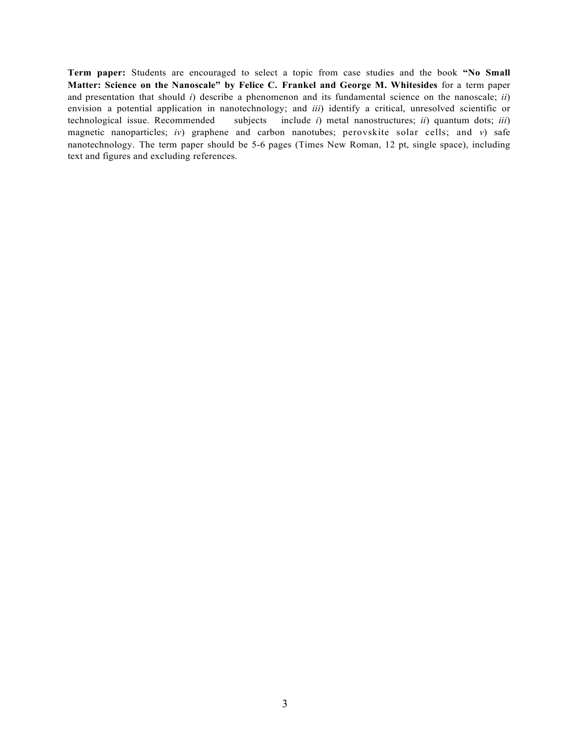**Term paper:** Students are encouraged to select a topic from case studies and the book **"No Small Matter: Science on the Nanoscale" by Felice C. Frankel and George M. Whitesides** for a term paper and presentation that should *i*) describe a phenomenon and its fundamental science on the nanoscale; *ii*) envision a potential application in nanotechnology; and *iii*) identify a critical, unresolved scientific or technological issue. Recommended subjects include *i*) metal nanostructures; *ii*) quantum dots; *iii*) magnetic nanoparticles; *iv*) graphene and carbon nanotubes; perovskite solar cells; and *v*) safe nanotechnology. The term paper should be 5-6 pages (Times New Roman, 12 pt, single space), including text and figures and excluding references.